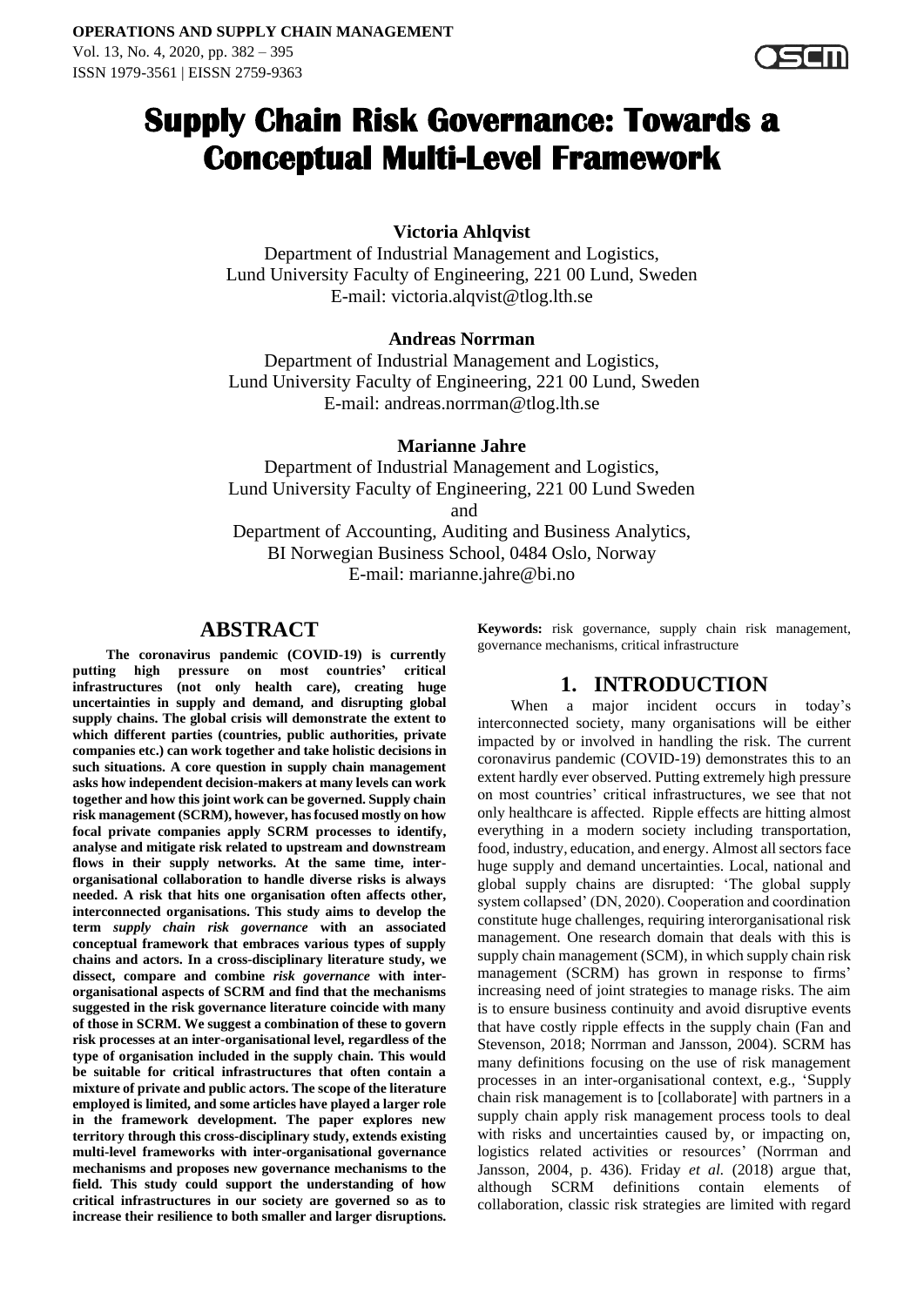# Supply Chain Risk Governance: Towards a Conceptual Multi-Level Framework

**Victoria Ahlqvist**

Department of Industrial Management and Logistics,
Lund University Faculty of Engineering, 221 00 Lund, Sweden
E-mail: victoria.alqvist@tlog.lth.se

**Andreas Norrman**

Department of Industrial Management and Logistics,
Lund University Faculty of Engineering, 221 00 Lund, Sweden
E-mail: andreas.norrman@tlog.lth.se

**Marianne Jahre**

Department of Industrial Management and Logistics,
Lund University Faculty of Engineering, 221 00 Lund Sweden
and
Department of Accounting, Auditing and Business Analytics,
BI Norwegian Business School, 0484 Oslo, Norway
E-mail: marianne.jahre@bi.no

## ABSTRACT

**The coronavirus pandemic (COVID-19) is currently putting high pressure on most countries' critical infrastructures (not only health care), creating huge uncertainties in supply and demand, and disrupting global supply chains. The global crisis will demonstrate the extent to which different parties (countries, public authorities, private companies etc.) can work together and take holistic decisions in such situations. A core question in supply chain management asks how independent decision-makers at many levels can work together and how this joint work can be governed. Supply chain risk management (SCRM), however, has focused mostly on how focal private companies apply SCRM processes to identify, analyse and mitigate risk related to upstream and downstream flows in their supply networks. At the same time, inter-organisational collaboration to handle diverse risks is always needed. A risk that hits one organisation often affects other, interconnected organisations. This study aims to develop the term *supply chain risk governance* with an associated conceptual framework that embraces various types of supply chains and actors. In a cross-disciplinary literature study, we dissect, compare and combine *risk governance* with inter-organisational aspects of SCRM and find that the mechanisms suggested in the risk governance literature coincide with many of those in SCRM. We suggest a combination of these to govern risk processes at an inter-organisational level, regardless of the type of organisation included in the supply chain. This would be suitable for critical infrastructures that often contain a mixture of private and public actors. The scope of the literature employed is limited, and some articles have played a larger role in the framework development. The paper explores new territory through this cross-disciplinary study, extends existing multi-level frameworks with inter-organisational governance mechanisms and proposes new governance mechanisms to the field. This study could support the understanding of how critical infrastructures in our society are governed so as to increase their resilience to both smaller and larger disruptions.**

**Keywords:** risk governance, supply chain risk management, governance mechanisms, critical infrastructure

## 1. INTRODUCTION

When a major incident occurs in today's interconnected society, many organisations will be either impacted by or involved in handling the risk. The current coronavirus pandemic (COVID-19) demonstrates this to an extent hardly ever observed. Putting extremely high pressure on most countries' critical infrastructures, we see that not only healthcare is affected. Ripple effects are hitting almost everything in a modern society including transportation, food, industry, education, and energy. Almost all sectors face huge supply and demand uncertainties. Local, national and global supply chains are disrupted: 'The global supply system collapsed' (DN, 2020). Cooperation and coordination constitute huge challenges, requiring interorganisational risk management. One research domain that deals with this is supply chain management (SCM), in which supply chain risk management (SCRM) has grown in response to firms' increasing need of joint strategies to manage risks. The aim is to ensure business continuity and avoid disruptive events that have costly ripple effects in the supply chain (Fan and Stevenson, 2018; Norrman and Jansson, 2004). SCRM has many definitions focusing on the use of risk management processes in an inter-organisational context, e.g., 'Supply chain risk management is to [collaborate] with partners in a supply chain apply risk management process tools to deal with risks and uncertainties caused by, or impacting on, logistics related activities or resources' (Norrman and Jansson, 2004, p. 436). Friday *et al.* (2018) argue that, although SCRM definitions contain elements of collaboration, classic risk strategies are limited with regard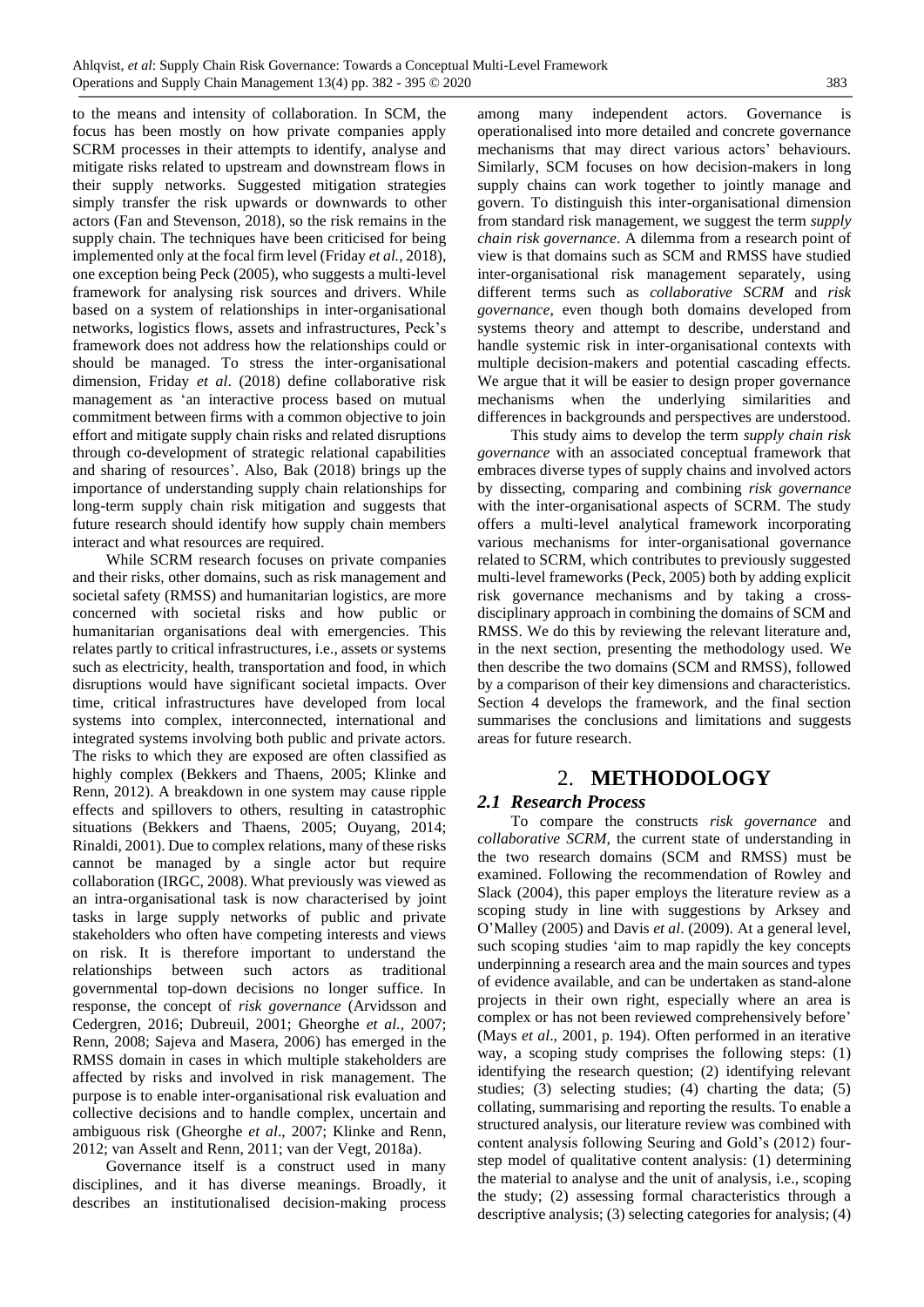to the means and intensity of collaboration. In SCM, the focus has been mostly on how private companies apply SCRM processes in their attempts to identify, analyse and mitigate risks related to upstream and downstream flows in their supply networks. Suggested mitigation strategies simply transfer the risk upwards or downwards to other actors (Fan and Stevenson, 2018), so the risk remains in the supply chain. The techniques have been criticised for being implemented only at the focal firm level (Friday *et al.*, 2018), one exception being Peck (2005), who suggests a multi-level framework for analysing risk sources and drivers. While based on a system of relationships in inter-organisational networks, logistics flows, assets and infrastructures, Peck's framework does not address how the relationships could or should be managed. To stress the inter-organisational dimension, Friday *et al*. (2018) define collaborative risk management as 'an interactive process based on mutual commitment between firms with a common objective to join effort and mitigate supply chain risks and related disruptions through co-development of strategic relational capabilities and sharing of resources'. Also, Bak (2018) brings up the importance of understanding supply chain relationships for long-term supply chain risk mitigation and suggests that future research should identify how supply chain members interact and what resources are required.

While SCRM research focuses on private companies and their risks, other domains, such as risk management and societal safety (RMSS) and humanitarian logistics, are more concerned with societal risks and how public or humanitarian organisations deal with emergencies. This relates partly to critical infrastructures, i.e., assets or systems such as electricity, health, transportation and food, in which disruptions would have significant societal impacts. Over time, critical infrastructures have developed from local systems into complex, interconnected, international and integrated systems involving both public and private actors. The risks to which they are exposed are often classified as highly complex (Bekkers and Thaens, 2005; Klinke and Renn, 2012). A breakdown in one system may cause ripple effects and spillovers to others, resulting in catastrophic situations (Bekkers and Thaens, 2005; Ouyang, 2014; Rinaldi, 2001). Due to complex relations, many of these risks cannot be managed by a single actor but require collaboration (IRGC, 2008). What previously was viewed as an intra-organisational task is now characterised by joint tasks in large supply networks of public and private stakeholders who often have competing interests and views on risk. It is therefore important to understand the relationships between such actors as traditional governmental top-down decisions no longer suffice. In response, the concept of *risk governance* (Arvidsson and Cedergren, 2016; Dubreuil, 2001; Gheorghe *et al.*, 2007; Renn, 2008; Sajeva and Masera, 2006) has emerged in the RMSS domain in cases in which multiple stakeholders are affected by risks and involved in risk management. The purpose is to enable inter-organisational risk evaluation and collective decisions and to handle complex, uncertain and ambiguous risk (Gheorghe *et al*., 2007; Klinke and Renn, 2012; van Asselt and Renn, 2011; van der Vegt, 2018a).

Governance itself is a construct used in many disciplines, and it has diverse meanings. Broadly, it describes an institutionalised decision-making process among many independent actors. Governance is operationalised into more detailed and concrete governance mechanisms that may direct various actors' behaviours. Similarly, SCM focuses on how decision-makers in long supply chains can work together to jointly manage and govern. To distinguish this inter-organisational dimension from standard risk management, we suggest the term *supply chain risk governance*. A dilemma from a research point of view is that domains such as SCM and RMSS have studied inter-organisational risk management separately, using different terms such as *collaborative SCRM* and *risk governance*, even though both domains developed from systems theory and attempt to describe, understand and handle systemic risk in inter-organisational contexts with multiple decision-makers and potential cascading effects. We argue that it will be easier to design proper governance mechanisms when the underlying similarities and differences in backgrounds and perspectives are understood.

This study aims to develop the term *supply chain risk governance* with an associated conceptual framework that embraces diverse types of supply chains and involved actors by dissecting, comparing and combining *risk governance* with the inter-organisational aspects of SCRM. The study offers a multi-level analytical framework incorporating various mechanisms for inter-organisational governance related to SCRM, which contributes to previously suggested multi-level frameworks (Peck, 2005) both by adding explicit risk governance mechanisms and by taking a cross-disciplinary approach in combining the domains of SCM and RMSS. We do this by reviewing the relevant literature and, in the next section, presenting the methodology used. We then describe the two domains (SCM and RMSS), followed by a comparison of their key dimensions and characteristics. Section 4 develops the framework, and the final section summarises the conclusions and limitations and suggests areas for future research.

## 2. METHODOLOGY

### 2.1 Research Process

To compare the constructs *risk governance* and *collaborative SCRM*, the current state of understanding in the two research domains (SCM and RMSS) must be examined. Following the recommendation of Rowley and Slack (2004), this paper employs the literature review as a scoping study in line with suggestions by Arksey and O'Malley (2005) and Davis *et al*. (2009). At a general level, such scoping studies 'aim to map rapidly the key concepts underpinning a research area and the main sources and types of evidence available, and can be undertaken as stand-alone projects in their own right, especially where an area is complex or has not been reviewed comprehensively before' (Mays *et al*., 2001, p. 194). Often performed in an iterative way, a scoping study comprises the following steps: (1) identifying the research question; (2) identifying relevant studies; (3) selecting studies; (4) charting the data; (5) collating, summarising and reporting the results. To enable a structured analysis, our literature review was combined with content analysis following Seuring and Gold's (2012) four-step model of qualitative content analysis: (1) determining the material to analyse and the unit of analysis, i.e., scoping the study; (2) assessing formal characteristics through a descriptive analysis; (3) selecting categories for analysis; (4)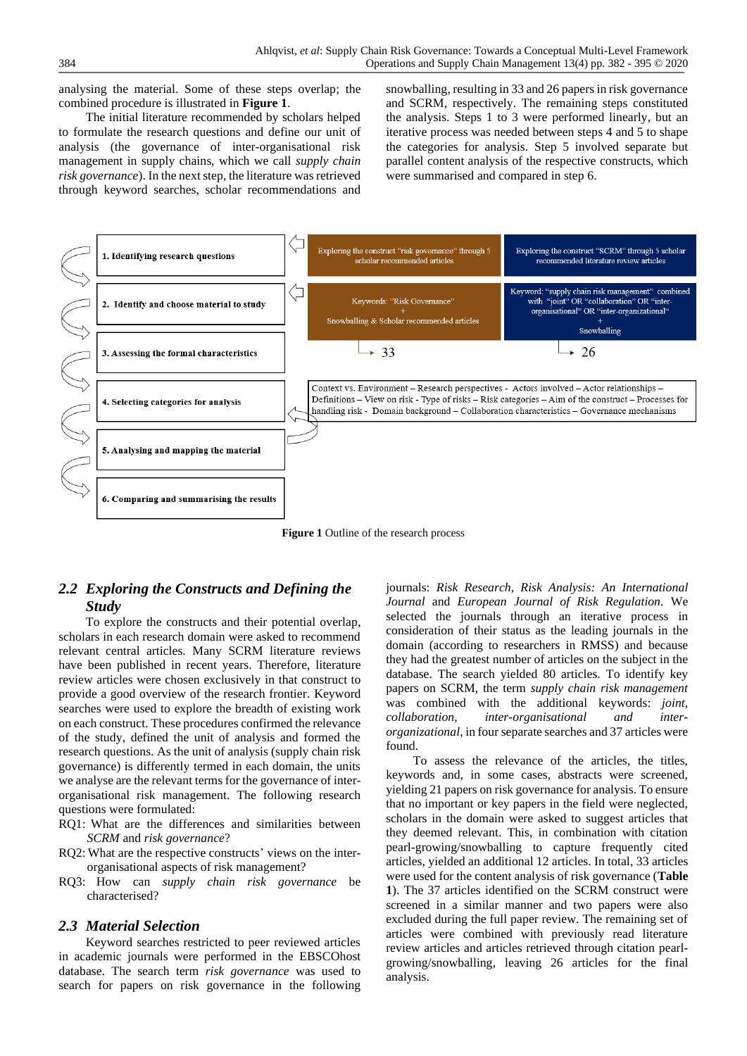analysing the material. Some of these steps overlap; the combined procedure is illustrated in **Figure 1**.

The initial literature recommended by scholars helped to formulate the research questions and define our unit of analysis (the governance of inter-organisational risk management in supply chains, which we call *supply chain risk governance*). In the next step, the literature was retrieved through keyword searches, scholar recommendations and snowballing, resulting in 33 and 26 papers in risk governance and SCRM, respectively. The remaining steps constituted the analysis. Steps 1 to 3 were performed linearly, but an iterative process was needed between steps 4 and 5 to shape the categories for analysis. Step 5 involved separate but parallel content analysis of the respective constructs, which were summarised and compared in step 6.

| Step | Risk governance | SCRM |
|---|---|---|
| **1. Identifying research questions** | Exploring the construct "risk governance" through 5 scholar recommended articles | Exploring the construct "SCRM" through 5 scholar recommended literature review articles |
| **2. Identify and choose material to study** | Keywords: "Risk Governance" + Snowballing & Scholar recommended articles | Keyword: "supply chain risk management" combined with "joint" OR "collaboration" OR "inter-organisational" OR "inter-organizational" + Snowballing |
| **3. Assessing the formal characteristics** | → 33 | → 26 |
| **4. Selecting categories for analysis** | Context vs. Environment – Research perspectives - Actors involved – Actor relationships – Definitions – View on risk - Type of risks – Risk categories – Aim of the construct – Processes for handling risk - Domain background – Collaboration characteristics – Governance mechanisms | |
| **5. Analysing and mapping the material** | | |
| **6. Comparing and summarising the results** | | |

**Figure 1** Outline of the research process

## *2.2 Exploring the Constructs and Defining the Study*

To explore the constructs and their potential overlap, scholars in each research domain were asked to recommend relevant central articles. Many SCRM literature reviews have been published in recent years. Therefore, literature review articles were chosen exclusively in that construct to provide a good overview of the research frontier. Keyword searches were used to explore the breadth of existing work on each construct. These procedures confirmed the relevance of the study, defined the unit of analysis and formed the research questions. As the unit of analysis (supply chain risk governance) is differently termed in each domain, the units we analyse are the relevant terms for the governance of inter-organisational risk management. The following research questions were formulated:

- RQ1: What are the differences and similarities between *SCRM* and *risk governance*?
- RQ2: What are the respective constructs' views on the inter-organisational aspects of risk management?
- RQ3: How can *supply chain risk governance* be characterised?

## *2.3 Material Selection*

Keyword searches restricted to peer reviewed articles in academic journals were performed in the EBSCOhost database. The search term *risk governance* was used to search for papers on risk governance in the following journals: *Risk Research*, *Risk Analysis: An International Journal* and *European Journal of Risk Regulation.* We selected the journals through an iterative process in consideration of their status as the leading journals in the domain (according to researchers in RMSS) and because they had the greatest number of articles on the subject in the database. The search yielded 80 articles. To identify key papers on SCRM, the term *supply chain risk management* was combined with the additional keywords: *joint, collaboration, inter-organisational and inter-organizational*, in four separate searches and 37 articles were found.

To assess the relevance of the articles, the titles, keywords and, in some cases, abstracts were screened, yielding 21 papers on risk governance for analysis. To ensure that no important or key papers in the field were neglected, scholars in the domain were asked to suggest articles that they deemed relevant. This, in combination with citation pearl-growing/snowballing to capture frequently cited articles, yielded an additional 12 articles. In total, 33 articles were used for the content analysis of risk governance (**Table 1**). The 37 articles identified on the SCRM construct were screened in a similar manner and two papers were also excluded during the full paper review. The remaining set of articles were combined with previously read literature review articles and articles retrieved through citation pearl-growing/snowballing, leaving 26 articles for the final analysis.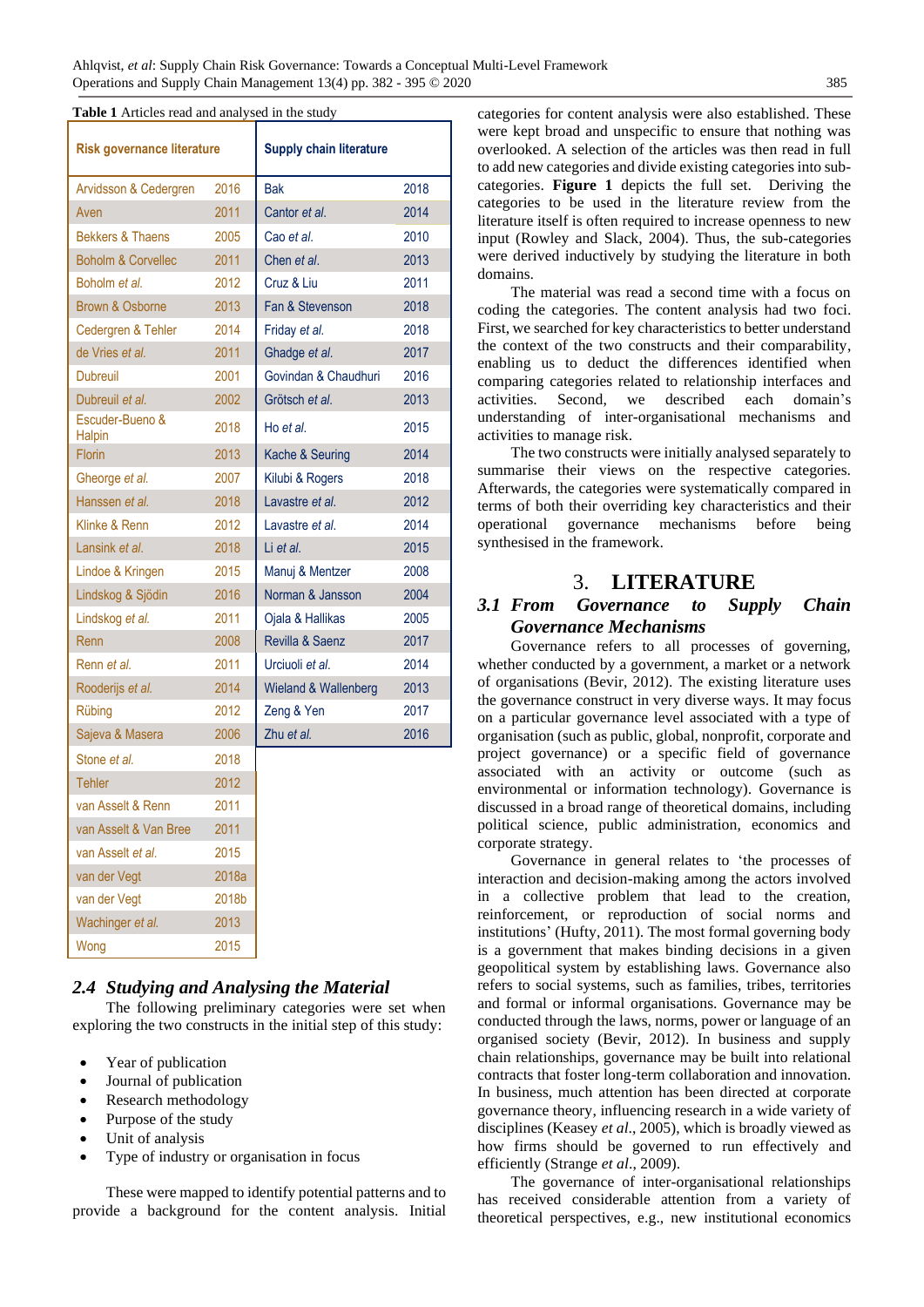**Table 1** Articles read and analysed in the study

| Risk governance literature | | Supply chain literature | |
|---|---|---|---|
| Arvidsson & Cedergren | 2016 | Bak | 2018 |
| Aven | 2011 | Cantor *et al.* | 2014 |
| Bekkers & Thaens | 2005 | Cao *et al.* | 2010 |
| Boholm & Corvellec | 2011 | Chen *et al.* | 2013 |
| Boholm *et al.* | 2012 | Cruz & Liu | 2011 |
| Brown & Osborne | 2013 | Fan & Stevenson | 2018 |
| Cedergren & Tehler | 2014 | Friday *et al.* | 2018 |
| de Vries *et al.* | 2011 | Ghadge *et al.* | 2017 |
| Dubreuil | 2001 | Govindan & Chaudhuri | 2016 |
| Dubreuil *et al.* | 2002 | Grötsch *et al.* | 2013 |
| Escuder-Bueno & Halpin | 2018 | Ho *et al.* | 2015 |
| Florin | 2013 | Kache & Seuring | 2014 |
| Gheorge *et al.* | 2007 | Kilubi & Rogers | 2018 |
| Hanssen *et al.* | 2018 | Lavastre *et al.* | 2012 |
| Klinke & Renn | 2012 | Lavastre *et al.* | 2014 |
| Lansink *et al.* | 2018 | Li *et al.* | 2015 |
| Lindoe & Kringen | 2015 | Manuj & Mentzer | 2008 |
| Lindskog & Sjödin | 2016 | Norman & Jansson | 2004 |
| Lindskog *et al.* | 2011 | Ojala & Hallikas | 2005 |
| Renn | 2008 | Revilla & Saenz | 2017 |
| Renn *et al.* | 2011 | Urciuoli *et al.* | 2014 |
| Rooderijs *et al.* | 2014 | Wieland & Wallenberg | 2013 |
| Rübing | 2012 | Zeng & Yen | 2017 |
| Sajeva & Masera | 2006 | Zhu *et al.* | 2016 |
| Stone *et al.* | 2018 | | |
| Tehler | 2012 | | |
| van Asselt & Renn | 2011 | | |
| van Asselt & Van Bree | 2011 | | |
| van Asselt *et al.* | 2015 | | |
| van der Vegt | 2018a | | |
| van der Vegt | 2018b | | |
| Wachinger *et al.* | 2013 | | |
| Wong | 2015 | | |

## 2.4 Studying and Analysing the Material

The following preliminary categories were set when exploring the two constructs in the initial step of this study:

- Year of publication
- Journal of publication
- Research methodology
- Purpose of the study
- Unit of analysis
- Type of industry or organisation in focus

These were mapped to identify potential patterns and to provide a background for the content analysis. Initial categories for content analysis were also established. These were kept broad and unspecific to ensure that nothing was overlooked. A selection of the articles was then read in full to add new categories and divide existing categories into sub-categories. **Figure 1** depicts the full set. Deriving the categories to be used in the literature review from the literature itself is often required to increase openness to new input (Rowley and Slack, 2004). Thus, the sub-categories were derived inductively by studying the literature in both domains.

The material was read a second time with a focus on coding the categories. The content analysis had two foci. First, we searched for key characteristics to better understand the context of the two constructs and their comparability, enabling us to deduct the differences identified when comparing categories related to relationship interfaces and activities. Second, we described each domain's understanding of inter-organisational mechanisms and activities to manage risk.

The two constructs were initially analysed separately to summarise their views on the respective categories. Afterwards, the categories were systematically compared in terms of both their overriding key characteristics and their operational governance mechanisms before being synthesised in the framework.

# 3. LITERATURE

## 3.1 From Governance to Supply Chain Governance Mechanisms

Governance refers to all processes of governing, whether conducted by a government, a market or a network of organisations (Bevir, 2012). The existing literature uses the governance construct in very diverse ways. It may focus on a particular governance level associated with a type of organisation (such as public, global, nonprofit, corporate and project governance) or a specific field of governance associated with an activity or outcome (such as environmental or information technology). Governance is discussed in a broad range of theoretical domains, including political science, public administration, economics and corporate strategy.

Governance in general relates to 'the processes of interaction and decision-making among the actors involved in a collective problem that lead to the creation, reinforcement, or reproduction of social norms and institutions' (Hufty, 2011). The most formal governing body is a government that makes binding decisions in a given geopolitical system by establishing laws. Governance also refers to social systems, such as families, tribes, territories and formal or informal organisations. Governance may be conducted through the laws, norms, power or language of an organised society (Bevir, 2012). In business and supply chain relationships, governance may be built into relational contracts that foster long-term collaboration and innovation. In business, much attention has been directed at corporate governance theory, influencing research in a wide variety of disciplines (Keasey *et al*., 2005), which is broadly viewed as how firms should be governed to run effectively and efficiently (Strange *et al*., 2009).

The governance of inter-organisational relationships has received considerable attention from a variety of theoretical perspectives, e.g., new institutional economics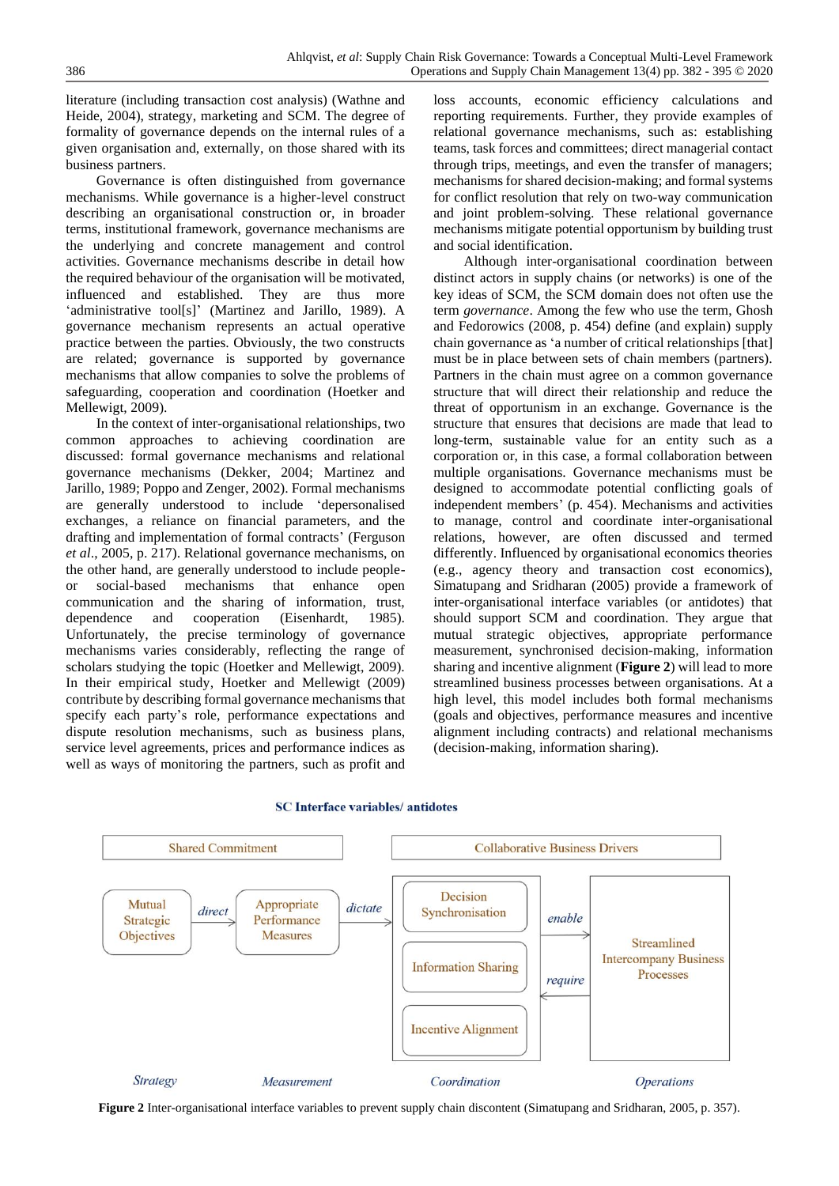literature (including transaction cost analysis) (Wathne and Heide, 2004), strategy, marketing and SCM. The degree of formality of governance depends on the internal rules of a given organisation and, externally, on those shared with its business partners.

Governance is often distinguished from governance mechanisms. While governance is a higher-level construct describing an organisational construction or, in broader terms, institutional framework, governance mechanisms are the underlying and concrete management and control activities. Governance mechanisms describe in detail how the required behaviour of the organisation will be motivated, influenced and established. They are thus more 'administrative tool[s]' (Martinez and Jarillo, 1989). A governance mechanism represents an actual operative practice between the parties. Obviously, the two constructs are related; governance is supported by governance mechanisms that allow companies to solve the problems of safeguarding, cooperation and coordination (Hoetker and Mellewigt, 2009).

In the context of inter-organisational relationships, two common approaches to achieving coordination are discussed: formal governance mechanisms and relational governance mechanisms (Dekker, 2004; Martinez and Jarillo, 1989; Poppo and Zenger, 2002). Formal mechanisms are generally understood to include 'depersonalised exchanges, a reliance on financial parameters, and the drafting and implementation of formal contracts' (Ferguson *et al*., 2005, p. 217). Relational governance mechanisms, on the other hand, are generally understood to include people- or social-based mechanisms that enhance open communication and the sharing of information, trust, dependence and cooperation (Eisenhardt, 1985). Unfortunately, the precise terminology of governance mechanisms varies considerably, reflecting the range of scholars studying the topic (Hoetker and Mellewigt, 2009). In their empirical study, Hoetker and Mellewigt (2009) contribute by describing formal governance mechanisms that specify each party's role, performance expectations and dispute resolution mechanisms, such as business plans, service level agreements, prices and performance indices as well as ways of monitoring the partners, such as profit and loss accounts, economic efficiency calculations and reporting requirements. Further, they provide examples of relational governance mechanisms, such as: establishing teams, task forces and committees; direct managerial contact through trips, meetings, and even the transfer of managers; mechanisms for shared decision-making; and formal systems for conflict resolution that rely on two-way communication and joint problem-solving. These relational governance mechanisms mitigate potential opportunism by building trust and social identification.

Although inter-organisational coordination between distinct actors in supply chains (or networks) is one of the key ideas of SCM, the SCM domain does not often use the term *governance*. Among the few who use the term, Ghosh and Fedorowics (2008, p. 454) define (and explain) supply chain governance as 'a number of critical relationships [that] must be in place between sets of chain members (partners). Partners in the chain must agree on a common governance structure that will direct their relationship and reduce the threat of opportunism in an exchange. Governance is the structure that ensures that decisions are made that lead to long-term, sustainable value for an entity such as a corporation or, in this case, a formal collaboration between multiple organisations. Governance mechanisms must be designed to accommodate potential conflicting goals of independent members' (p. 454). Mechanisms and activities to manage, control and coordinate inter-organisational relations, however, are often discussed and termed differently. Influenced by organisational economics theories (e.g., agency theory and transaction cost economics), Simatupang and Sridharan (2005) provide a framework of inter-organisational interface variables (or antidotes) that should support SCM and coordination. They argue that mutual strategic objectives, appropriate performance measurement, synchronised decision-making, information sharing and incentive alignment (**Figure 2**) will lead to more streamlined business processes between organisations. At a high level, this model includes both formal mechanisms (goals and objectives, performance measures and incentive alignment including contracts) and relational mechanisms (decision-making, information sharing).

**SC Interface variables/ antidotes**

Shared Commitment | Collaborative Business Drivers

Mutual Strategic Objectives —*direct*→ Appropriate Performance Measures —*dictate*→ [Decision Synchronisation; Information Sharing; Incentive Alignment] —*enable*→ Streamlined Intercompany Business Processes; Streamlined Intercompany Business Processes —*require*→ [Decision Synchronisation; Information Sharing; Incentive Alignment]

*Strategy* | *Measurement* | *Coordination* | *Operations*

**Figure 2** Inter-organisational interface variables to prevent supply chain discontent (Simatupang and Sridharan, 2005, p. 357).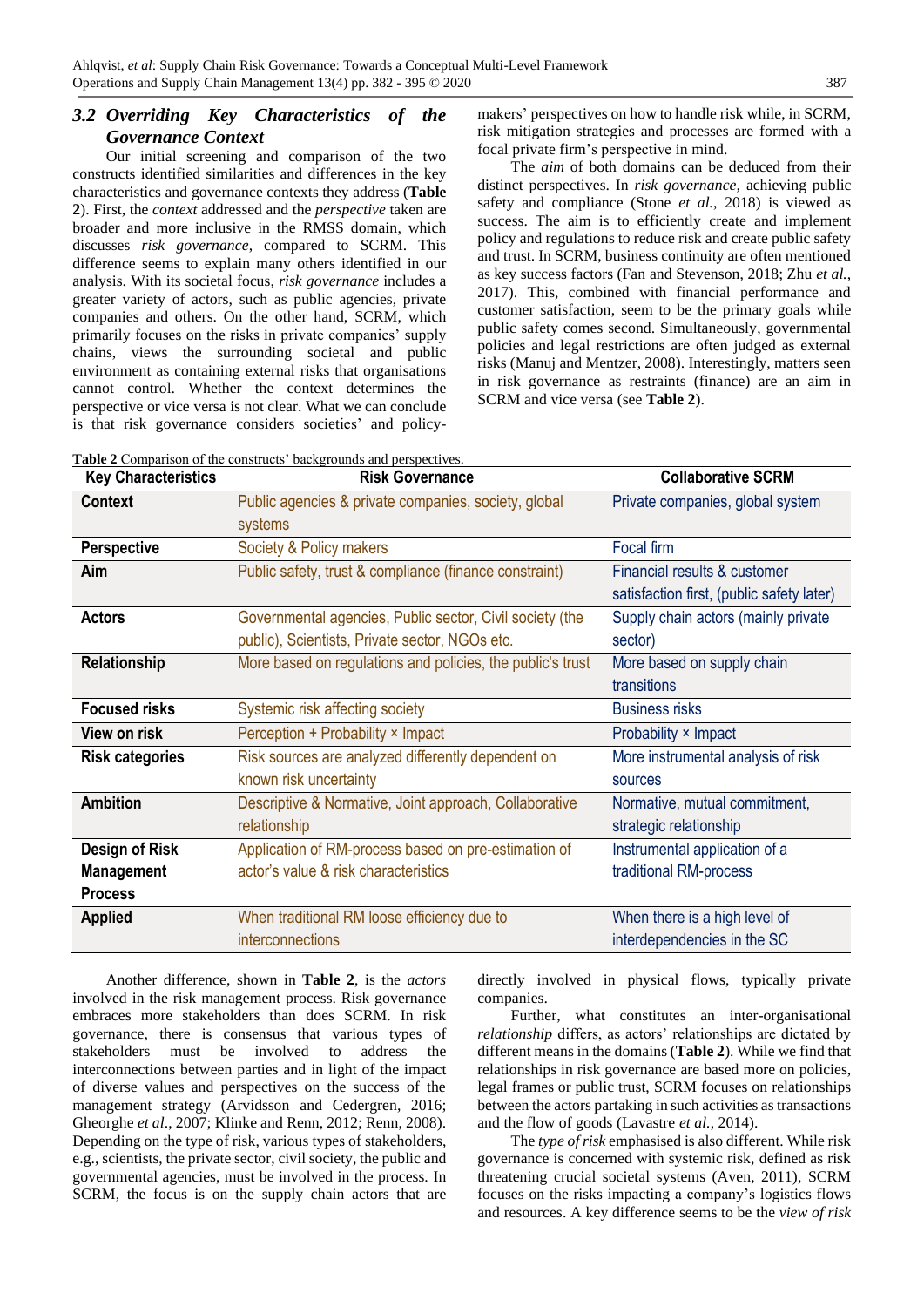### 3.2 Overriding Key Characteristics of the Governance Context

Our initial screening and comparison of the two constructs identified similarities and differences in the key characteristics and governance contexts they address (**Table 2**). First, the *context* addressed and the *perspective* taken are broader and more inclusive in the RMSS domain, which discusses *risk governance*, compared to SCRM. This difference seems to explain many others identified in our analysis. With its societal focus, *risk governance* includes a greater variety of actors, such as public agencies, private companies and others. On the other hand, SCRM, which primarily focuses on the risks in private companies' supply chains, views the surrounding societal and public environment as containing external risks that organisations cannot control. Whether the context determines the perspective or vice versa is not clear. What we can conclude is that risk governance considers societies' and policy-makers' perspectives on how to handle risk while, in SCRM, risk mitigation strategies and processes are formed with a focal private firm's perspective in mind.

The *aim* of both domains can be deduced from their distinct perspectives. In *risk governance,* achieving public safety and compliance (Stone *et al.*, 2018) is viewed as success. The aim is to efficiently create and implement policy and regulations to reduce risk and create public safety and trust. In SCRM, business continuity are often mentioned as key success factors (Fan and Stevenson, 2018; Zhu *et al.*, 2017). This, combined with financial performance and customer satisfaction, seem to be the primary goals while public safety comes second. Simultaneously, governmental policies and legal restrictions are often judged as external risks (Manuj and Mentzer, 2008). Interestingly, matters seen in risk governance as restraints (finance) are an aim in SCRM and vice versa (see **Table 2**).

**Table 2** Comparison of the constructs' backgrounds and perspectives.

| Key Characteristics | Risk Governance | Collaborative SCRM |
|---|---|---|
| **Context** | Public agencies & private companies, society, global systems | Private companies, global system |
| **Perspective** | Society & Policy makers | Focal firm |
| **Aim** | Public safety, trust & compliance (finance constraint) | Financial results & customer satisfaction first, (public safety later) |
| **Actors** | Governmental agencies, Public sector, Civil society (the public), Scientists, Private sector, NGOs etc. | Supply chain actors (mainly private sector) |
| **Relationship** | More based on regulations and policies, the public's trust | More based on supply chain transitions |
| **Focused risks** | Systemic risk affecting society | Business risks |
| **View on risk** | Perception + Probability × Impact | Probability × Impact |
| **Risk categories** | Risk sources are analyzed differently dependent on known risk uncertainty | More instrumental analysis of risk sources |
| **Ambition** | Descriptive & Normative, Joint approach, Collaborative relationship | Normative, mutual commitment, strategic relationship |
| **Design of Risk Management Process** | Application of RM-process based on pre-estimation of actor's value & risk characteristics | Instrumental application of a traditional RM-process |
| **Applied** | When traditional RM loose efficiency due to interconnections | When there is a high level of interdependencies in the SC |

Another difference, shown in **Table 2**, is the *actors* involved in the risk management process. Risk governance embraces more stakeholders than does SCRM. In risk governance, there is consensus that various types of stakeholders must be involved to address the interconnections between parties and in light of the impact of diverse values and perspectives on the success of the management strategy (Arvidsson and Cedergren, 2016; Gheorghe *et al*., 2007; Klinke and Renn, 2012; Renn, 2008). Depending on the type of risk, various types of stakeholders, e.g., scientists, the private sector, civil society, the public and governmental agencies, must be involved in the process. In SCRM, the focus is on the supply chain actors that are directly involved in physical flows, typically private companies.

Further, what constitutes an inter-organisational *relationship* differs, as actors' relationships are dictated by different means in the domains (**Table 2**). While we find that relationships in risk governance are based more on policies, legal frames or public trust, SCRM focuses on relationships between the actors partaking in such activities as transactions and the flow of goods (Lavastre *et al.*, 2014).

The *type of risk* emphasised is also different. While risk governance is concerned with systemic risk, defined as risk threatening crucial societal systems (Aven, 2011), SCRM focuses on the risks impacting a company's logistics flows and resources. A key difference seems to be the *view of risk*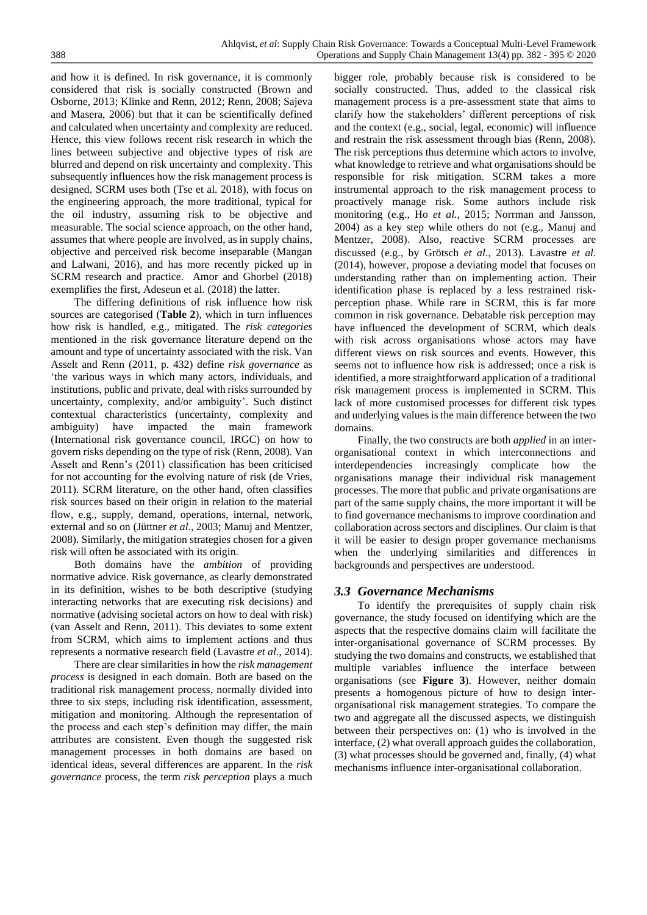and how it is defined. In risk governance, it is commonly considered that risk is socially constructed (Brown and Osborne, 2013; Klinke and Renn, 2012; Renn, 2008; Sajeva and Masera, 2006) but that it can be scientifically defined and calculated when uncertainty and complexity are reduced. Hence, this view follows recent risk research in which the lines between subjective and objective types of risk are blurred and depend on risk uncertainty and complexity. This subsequently influences how the risk management process is designed. SCRM uses both (Tse et al. 2018), with focus on the engineering approach, the more traditional, typical for the oil industry, assuming risk to be objective and measurable. The social science approach, on the other hand, assumes that where people are involved, as in supply chains, objective and perceived risk become inseparable (Mangan and Lalwani, 2016), and has more recently picked up in SCRM research and practice. Amor and Ghorbel (2018) exemplifies the first, Adeseun et al. (2018) the latter.

The differing definitions of risk influence how risk sources are categorised (**Table 2**), which in turn influences how risk is handled, e.g., mitigated. The *risk categories* mentioned in the risk governance literature depend on the amount and type of uncertainty associated with the risk. Van Asselt and Renn (2011, p. 432) define *risk governance* as 'the various ways in which many actors, individuals, and institutions, public and private, deal with risks surrounded by uncertainty, complexity, and/or ambiguity'. Such distinct contextual characteristics (uncertainty, complexity and ambiguity) have impacted the main framework (International risk governance council, IRGC) on how to govern risks depending on the type of risk (Renn, 2008). Van Asselt and Renn's (2011) classification has been criticised for not accounting for the evolving nature of risk (de Vries, 2011). SCRM literature, on the other hand, often classifies risk sources based on their origin in relation to the material flow, e.g., supply, demand, operations, internal, network, external and so on (Jüttner *et al*., 2003; Manuj and Mentzer, 2008). Similarly, the mitigation strategies chosen for a given risk will often be associated with its origin.

Both domains have the *ambition* of providing normative advice. Risk governance, as clearly demonstrated in its definition, wishes to be both descriptive (studying interacting networks that are executing risk decisions) and normative (advising societal actors on how to deal with risk) (van Asselt and Renn, 2011). This deviates to some extent from SCRM, which aims to implement actions and thus represents a normative research field (Lavastre *et al.*, 2014).

There are clear similarities in how the *risk management process* is designed in each domain. Both are based on the traditional risk management process, normally divided into three to six steps, including risk identification, assessment, mitigation and monitoring. Although the representation of the process and each step's definition may differ, the main attributes are consistent. Even though the suggested risk management processes in both domains are based on identical ideas, several differences are apparent. In the *risk governance* process, the term *risk perception* plays a much bigger role, probably because risk is considered to be socially constructed. Thus, added to the classical risk management process is a pre-assessment state that aims to clarify how the stakeholders' different perceptions of risk and the context (e.g., social, legal, economic) will influence and restrain the risk assessment through bias (Renn, 2008). The risk perceptions thus determine which actors to involve, what knowledge to retrieve and what organisations should be responsible for risk mitigation. SCRM takes a more instrumental approach to the risk management process to proactively manage risk. Some authors include risk monitoring (e.g., Ho *et al.*, 2015; Norrman and Jansson, 2004) as a key step while others do not (e.g., Manuj and Mentzer, 2008). Also, reactive SCRM processes are discussed (e.g., by Grötsch *et al*., 2013). Lavastre *et al.* (2014), however, propose a deviating model that focuses on understanding rather than on implementing action. Their identification phase is replaced by a less restrained risk-perception phase. While rare in SCRM, this is far more common in risk governance. Debatable risk perception may have influenced the development of SCRM, which deals with risk across organisations whose actors may have different views on risk sources and events. However, this seems not to influence how risk is addressed; once a risk is identified, a more straightforward application of a traditional risk management process is implemented in SCRM. This lack of more customised processes for different risk types and underlying values is the main difference between the two domains.

Finally, the two constructs are both *applied* in an inter-organisational context in which interconnections and interdependencies increasingly complicate how the organisations manage their individual risk management processes. The more that public and private organisations are part of the same supply chains, the more important it will be to find governance mechanisms to improve coordination and collaboration across sectors and disciplines. Our claim is that it will be easier to design proper governance mechanisms when the underlying similarities and differences in backgrounds and perspectives are understood.

### *3.3 Governance Mechanisms*

To identify the prerequisites of supply chain risk governance, the study focused on identifying which are the aspects that the respective domains claim will facilitate the inter-organisational governance of SCRM processes. By studying the two domains and constructs, we established that multiple variables influence the interface between organisations (see **Figure 3**). However, neither domain presents a homogenous picture of how to design inter-organisational risk management strategies. To compare the two and aggregate all the discussed aspects, we distinguish between their perspectives on: (1) who is involved in the interface, (2) what overall approach guides the collaboration, (3) what processes should be governed and, finally, (4) what mechanisms influence inter-organisational collaboration.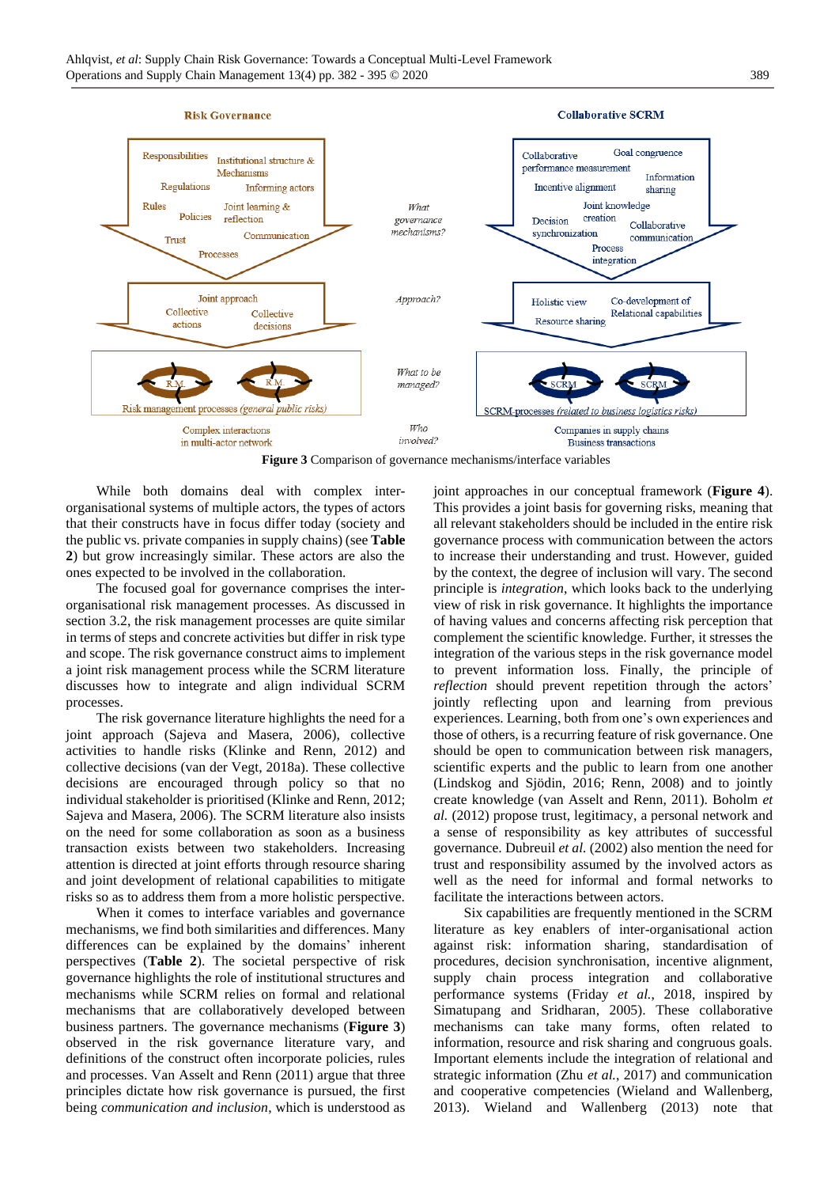**Figure 3** Comparison of governance mechanisms/interface variables

While both domains deal with complex inter-organisational systems of multiple actors, the types of actors that their constructs have in focus differ today (society and the public vs. private companies in supply chains) (see **Table 2**) but grow increasingly similar. These actors are also the ones expected to be involved in the collaboration.

The focused goal for governance comprises the inter-organisational risk management processes. As discussed in section 3.2, the risk management processes are quite similar in terms of steps and concrete activities but differ in risk type and scope. The risk governance construct aims to implement a joint risk management process while the SCRM literature discusses how to integrate and align individual SCRM processes.

The risk governance literature highlights the need for a joint approach (Sajeva and Masera, 2006), collective activities to handle risks (Klinke and Renn, 2012) and collective decisions (van der Vegt, 2018a). These collective decisions are encouraged through policy so that no individual stakeholder is prioritised (Klinke and Renn, 2012; Sajeva and Masera, 2006). The SCRM literature also insists on the need for some collaboration as soon as a business transaction exists between two stakeholders. Increasing attention is directed at joint efforts through resource sharing and joint development of relational capabilities to mitigate risks so as to address them from a more holistic perspective.

When it comes to interface variables and governance mechanisms, we find both similarities and differences. Many differences can be explained by the domains' inherent perspectives (**Table 2**). The societal perspective of risk governance highlights the role of institutional structures and mechanisms while SCRM relies on formal and relational mechanisms that are collaboratively developed between business partners. The governance mechanisms (**Figure 3**) observed in the risk governance literature vary, and definitions of the construct often incorporate policies, rules and processes. Van Asselt and Renn (2011) argue that three principles dictate how risk governance is pursued, the first being *communication and inclusion*, which is understood as joint approaches in our conceptual framework (**Figure 4**). This provides a joint basis for governing risks, meaning that all relevant stakeholders should be included in the entire risk governance process with communication between the actors to increase their understanding and trust. However, guided by the context, the degree of inclusion will vary. The second principle is *integration*, which looks back to the underlying view of risk in risk governance. It highlights the importance of having values and concerns affecting risk perception that complement the scientific knowledge. Further, it stresses the integration of the various steps in the risk governance model to prevent information loss. Finally, the principle of *reflection* should prevent repetition through the actors' jointly reflecting upon and learning from previous experiences. Learning, both from one's own experiences and those of others, is a recurring feature of risk governance. One should be open to communication between risk managers, scientific experts and the public to learn from one another (Lindskog and Sjödin, 2016; Renn, 2008) and to jointly create knowledge (van Asselt and Renn, 2011). Boholm *et al.* (2012) propose trust, legitimacy, a personal network and a sense of responsibility as key attributes of successful governance. Dubreuil *et al.* (2002) also mention the need for trust and responsibility assumed by the involved actors as well as the need for informal and formal networks to facilitate the interactions between actors.

Six capabilities are frequently mentioned in the SCRM literature as key enablers of inter-organisational action against risk: information sharing, standardisation of procedures, decision synchronisation, incentive alignment, supply chain process integration and collaborative performance systems (Friday *et al.*, 2018, inspired by Simatupang and Sridharan, 2005). These collaborative mechanisms can take many forms, often related to information, resource and risk sharing and congruous goals. Important elements include the integration of relational and strategic information (Zhu *et al.*, 2017) and communication and cooperative competencies (Wieland and Wallenberg, 2013). Wieland and Wallenberg (2013) note that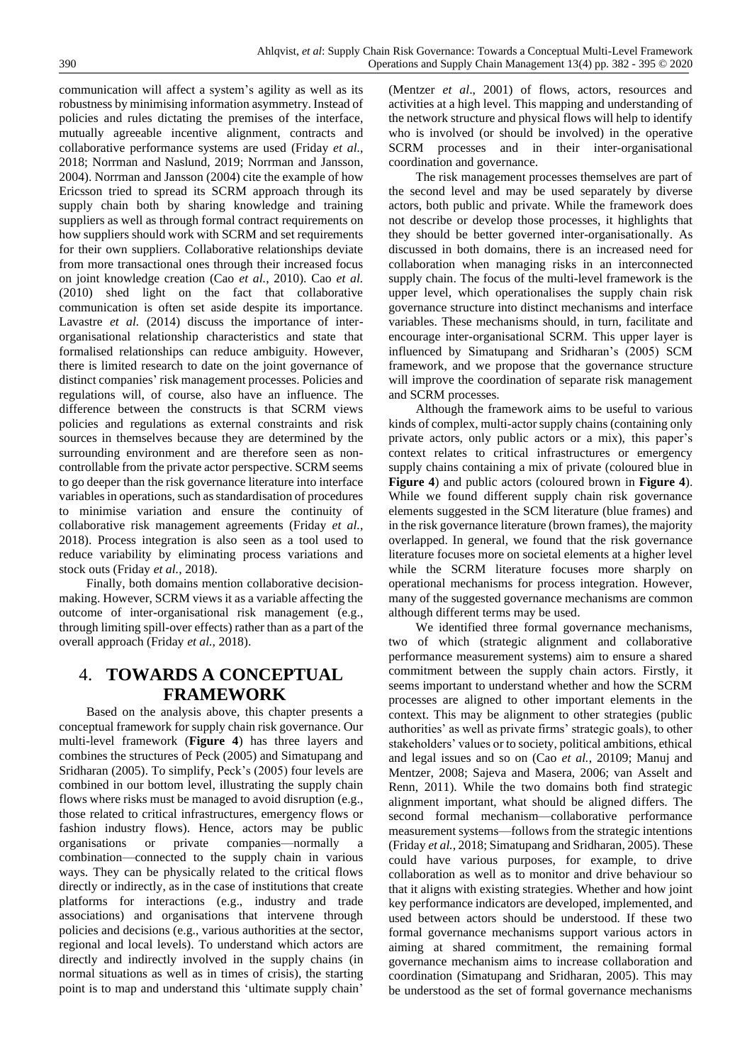communication will affect a system's agility as well as its robustness by minimising information asymmetry. Instead of policies and rules dictating the premises of the interface, mutually agreeable incentive alignment, contracts and collaborative performance systems are used (Friday *et al.*, 2018; Norrman and Naslund, 2019; Norrman and Jansson, 2004). Norrman and Jansson (2004) cite the example of how Ericsson tried to spread its SCRM approach through its supply chain both by sharing knowledge and training suppliers as well as through formal contract requirements on how suppliers should work with SCRM and set requirements for their own suppliers. Collaborative relationships deviate from more transactional ones through their increased focus on joint knowledge creation (Cao *et al.*, 2010). Cao *et al.* (2010) shed light on the fact that collaborative communication is often set aside despite its importance. Lavastre *et al.* (2014) discuss the importance of inter-organisational relationship characteristics and state that formalised relationships can reduce ambiguity. However, there is limited research to date on the joint governance of distinct companies' risk management processes. Policies and regulations will, of course, also have an influence. The difference between the constructs is that SCRM views policies and regulations as external constraints and risk sources in themselves because they are determined by the surrounding environment and are therefore seen as non-controllable from the private actor perspective. SCRM seems to go deeper than the risk governance literature into interface variables in operations, such as standardisation of procedures to minimise variation and ensure the continuity of collaborative risk management agreements (Friday *et al.*, 2018). Process integration is also seen as a tool used to reduce variability by eliminating process variations and stock outs (Friday *et al.*, 2018).

Finally, both domains mention collaborative decision-making. However, SCRM views it as a variable affecting the outcome of inter-organisational risk management (e.g., through limiting spill-over effects) rather than as a part of the overall approach (Friday *et al.*, 2018).

# 4. TOWARDS A CONCEPTUAL FRAMEWORK

Based on the analysis above, this chapter presents a conceptual framework for supply chain risk governance. Our multi-level framework (**Figure 4**) has three layers and combines the structures of Peck (2005) and Simatupang and Sridharan (2005). To simplify, Peck's (2005) four levels are combined in our bottom level, illustrating the supply chain flows where risks must be managed to avoid disruption (e.g., those related to critical infrastructures, emergency flows or fashion industry flows). Hence, actors may be public organisations or private companies—normally a combination—connected to the supply chain in various ways. They can be physically related to the critical flows directly or indirectly, as in the case of institutions that create platforms for interactions (e.g., industry and trade associations) and organisations that intervene through policies and decisions (e.g., various authorities at the sector, regional and local levels). To understand which actors are directly and indirectly involved in the supply chains (in normal situations as well as in times of crisis), the starting point is to map and understand this 'ultimate supply chain' (Mentzer *et al*., 2001) of flows, actors, resources and activities at a high level. This mapping and understanding of the network structure and physical flows will help to identify who is involved (or should be involved) in the operative SCRM processes and in their inter-organisational coordination and governance.

The risk management processes themselves are part of the second level and may be used separately by diverse actors, both public and private. While the framework does not describe or develop those processes, it highlights that they should be better governed inter-organisationally. As discussed in both domains, there is an increased need for collaboration when managing risks in an interconnected supply chain. The focus of the multi-level framework is the upper level, which operationalises the supply chain risk governance structure into distinct mechanisms and interface variables. These mechanisms should, in turn, facilitate and encourage inter-organisational SCRM. This upper layer is influenced by Simatupang and Sridharan's (2005) SCM framework, and we propose that the governance structure will improve the coordination of separate risk management and SCRM processes.

Although the framework aims to be useful to various kinds of complex, multi-actor supply chains (containing only private actors, only public actors or a mix), this paper's context relates to critical infrastructures or emergency supply chains containing a mix of private (coloured blue in **Figure 4**) and public actors (coloured brown in **Figure 4**). While we found different supply chain risk governance elements suggested in the SCM literature (blue frames) and in the risk governance literature (brown frames), the majority overlapped. In general, we found that the risk governance literature focuses more on societal elements at a higher level while the SCRM literature focuses more sharply on operational mechanisms for process integration. However, many of the suggested governance mechanisms are common although different terms may be used.

We identified three formal governance mechanisms, two of which (strategic alignment and collaborative performance measurement systems) aim to ensure a shared commitment between the supply chain actors. Firstly, it seems important to understand whether and how the SCRM processes are aligned to other important elements in the context. This may be alignment to other strategies (public authorities' as well as private firms' strategic goals), to other stakeholders' values or to society, political ambitions, ethical and legal issues and so on (Cao *et al.*, 20109; Manuj and Mentzer, 2008; Sajeva and Masera, 2006; van Asselt and Renn, 2011). While the two domains both find strategic alignment important, what should be aligned differs. The second formal mechanism—collaborative performance measurement systems—follows from the strategic intentions (Friday *et al.*, 2018; Simatupang and Sridharan, 2005). These could have various purposes, for example, to drive collaboration as well as to monitor and drive behaviour so that it aligns with existing strategies. Whether and how joint key performance indicators are developed, implemented, and used between actors should be understood. If these two formal governance mechanisms support various actors in aiming at shared commitment, the remaining formal governance mechanism aims to increase collaboration and coordination (Simatupang and Sridharan, 2005). This may be understood as the set of formal governance mechanisms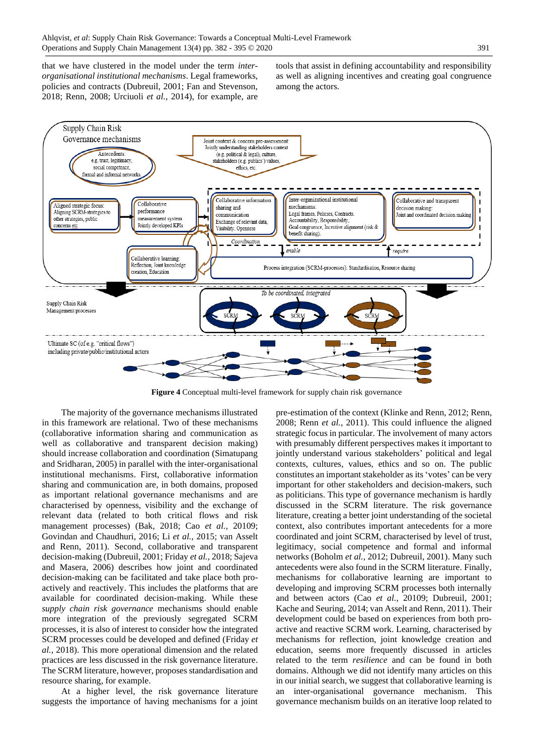that we have clustered in the model under the term *inter-organisational institutional mechanisms*. Legal frameworks, policies and contracts (Dubreuil, 2001; Fan and Stevenson, 2018; Renn, 2008; Urciuoli *et al.*, 2014), for example, are tools that assist in defining accountability and responsibility as well as aligning incentives and creating goal congruence among the actors.

**Figure 4** Conceptual multi-level framework for supply chain risk governance

The majority of the governance mechanisms illustrated in this framework are relational. Two of these mechanisms (collaborative information sharing and communication as well as collaborative and transparent decision making) should increase collaboration and coordination (Simatupang and Sridharan, 2005) in parallel with the inter-organisational institutional mechanisms. First, collaborative information sharing and communication are, in both domains, proposed as important relational governance mechanisms and are characterised by openness, visibility and the exchange of relevant data (related to both critical flows and risk management processes) (Bak, 2018; Cao *et al.*, 20109; Govindan and Chaudhuri, 2016; Li *et al.*, 2015; van Asselt and Renn, 2011). Second, collaborative and transparent decision-making (Dubreuil, 2001; Friday *et al.*, 2018; Sajeva and Masera, 2006) describes how joint and coordinated decision-making can be facilitated and take place both pro-actively and reactively. This includes the platforms that are available for coordinated decision-making. While these *supply chain risk governance* mechanisms should enable more integration of the previously segregated SCRM processes, it is also of interest to consider how the integrated SCRM processes could be developed and defined (Friday *et al.*, 2018). This more operational dimension and the related practices are less discussed in the risk governance literature. The SCRM literature, however, proposes standardisation and resource sharing, for example.

At a higher level, the risk governance literature suggests the importance of having mechanisms for a joint pre-estimation of the context (Klinke and Renn, 2012; Renn, 2008; Renn *et al.*, 2011). This could influence the aligned strategic focus in particular. The involvement of many actors with presumably different perspectives makes it important to jointly understand various stakeholders' political and legal contexts, cultures, values, ethics and so on. The public constitutes an important stakeholder as its 'votes' can be very important for other stakeholders and decision-makers, such as politicians. This type of governance mechanism is hardly discussed in the SCRM literature. The risk governance literature, creating a better joint understanding of the societal context, also contributes important antecedents for a more coordinated and joint SCRM, characterised by level of trust, legitimacy, social competence and formal and informal networks (Boholm *et al.*, 2012; Dubreuil, 2001). Many such antecedents were also found in the SCRM literature. Finally, mechanisms for collaborative learning are important to developing and improving SCRM processes both internally and between actors (Cao *et al.*, 20109; Dubreuil, 2001; Kache and Seuring, 2014; van Asselt and Renn, 2011). Their development could be based on experiences from both pro-active and reactive SCRM work. Learning, characterised by mechanisms for reflection, joint knowledge creation and education, seems more frequently discussed in articles related to the term *resilience* and can be found in both domains. Although we did not identify many articles on this in our initial search, we suggest that collaborative learning is an inter-organisational governance mechanism. This governance mechanism builds on an iterative loop related to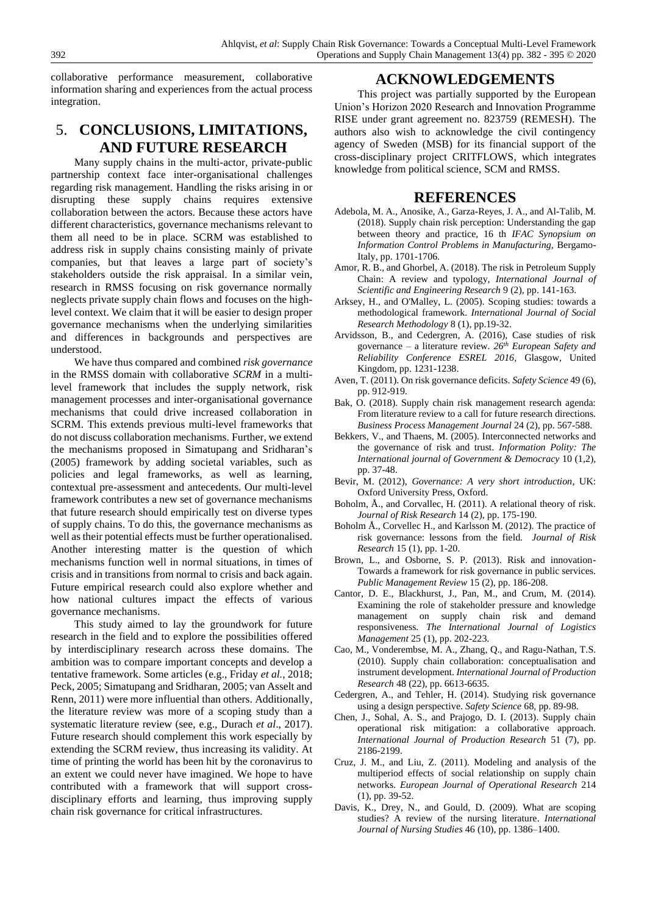collaborative performance measurement, collaborative information sharing and experiences from the actual process integration.

## 5. CONCLUSIONS, LIMITATIONS, AND FUTURE RESEARCH

Many supply chains in the multi-actor, private-public partnership context face inter-organisational challenges regarding risk management. Handling the risks arising in or disrupting these supply chains requires extensive collaboration between the actors. Because these actors have different characteristics, governance mechanisms relevant to them all need to be in place. SCRM was established to address risk in supply chains consisting mainly of private companies, but that leaves a large part of society's stakeholders outside the risk appraisal. In a similar vein, research in RMSS focusing on risk governance normally neglects private supply chain flows and focuses on the high-level context. We claim that it will be easier to design proper governance mechanisms when the underlying similarities and differences in backgrounds and perspectives are understood.

We have thus compared and combined *risk governance* in the RMSS domain with collaborative *SCRM* in a multi-level framework that includes the supply network, risk management processes and inter-organisational governance mechanisms that could drive increased collaboration in SCRM. This extends previous multi-level frameworks that do not discuss collaboration mechanisms. Further, we extend the mechanisms proposed in Simatupang and Sridharan's (2005) framework by adding societal variables, such as policies and legal frameworks, as well as learning, contextual pre-assessment and antecedents. Our multi-level framework contributes a new set of governance mechanisms that future research should empirically test on diverse types of supply chains. To do this, the governance mechanisms as well as their potential effects must be further operationalised. Another interesting matter is the question of which mechanisms function well in normal situations, in times of crisis and in transitions from normal to crisis and back again. Future empirical research could also explore whether and how national cultures impact the effects of various governance mechanisms.

This study aimed to lay the groundwork for future research in the field and to explore the possibilities offered by interdisciplinary research across these domains. The ambition was to compare important concepts and develop a tentative framework. Some articles (e.g., Friday *et al.*, 2018; Peck, 2005; Simatupang and Sridharan, 2005; van Asselt and Renn, 2011) were more influential than others. Additionally, the literature review was more of a scoping study than a systematic literature review (see, e.g., Durach *et al*., 2017). Future research should complement this work especially by extending the SCRM review, thus increasing its validity. At time of printing the world has been hit by the coronavirus to an extent we could never have imagined. We hope to have contributed with a framework that will support cross-disciplinary efforts and learning, thus improving supply chain risk governance for critical infrastructures.

## ACKNOWLEDGEMENTS

This project was partially supported by the European Union's Horizon 2020 Research and Innovation Programme RISE under grant agreement no. 823759 (REMESH). The authors also wish to acknowledge the civil contingency agency of Sweden (MSB) for its financial support of the cross-disciplinary project CRITFLOWS, which integrates knowledge from political science, SCM and RMSS.

## REFERENCES

Adebola, M. A., Anosike, A., Garza-Reyes, J. A., and Al-Talib, M. (2018). Supply chain risk perception: Understanding the gap between theory and practice, 16 th *IFAC Synopsium on Information Control Problems in Manufacturing*, Bergamo-Italy, pp. 1701-1706.

Amor, R. B., and Ghorbel, A. (2018). The risk in Petroleum Supply Chain: A review and typology, *International Journal of Scientific and Engineering Research* 9 (2), pp. 141-163.

Arksey, H., and O'Malley, L. (2005). Scoping studies: towards a methodological framework. *International Journal of Social Research Methodology* 8 (1), pp.19-32.

Arvidsson, B., and Cedergren, A. (2016), Case studies of risk governance – a literature review. *26th European Safety and Reliability Conference ESREL 2016*, Glasgow, United Kingdom, pp. 1231-1238.

Aven, T. (2011). On risk governance deficits. *Safety Science* 49 (6), pp. 912-919.

Bak, O. (2018). Supply chain risk management research agenda: From literature review to a call for future research directions. *Business Process Management Journal* 24 (2), pp. 567-588.

Bekkers, V., and Thaens, M. (2005). Interconnected networks and the governance of risk and trust. *Information Polity: The International journal of Government & Democracy* 10 (1,2), pp. 37-48.

Bevir, M. (2012), *Governance: A very short introduction*, UK: Oxford University Press, Oxford.

Boholm, Å., and Corvallec, H. (2011). A relational theory of risk. *Journal of Risk Research* 14 (2), pp. 175-190.

Boholm Å., Corvellec H., and Karlsson M. (2012). The practice of risk governance: lessons from the field. *Journal of Risk Research* 15 (1), pp. 1-20.

Brown, L., and Osborne, S. P. (2013). Risk and innovation-Towards a framework for risk governance in public services. *Public Management Review* 15 (2), pp. 186-208.

Cantor, D. E., Blackhurst, J., Pan, M., and Crum, M. (2014). Examining the role of stakeholder pressure and knowledge management on supply chain risk and demand responsiveness. *The International Journal of Logistics Management* 25 (1), pp. 202-223.

Cao, M., Vonderembse, M. A., Zhang, Q., and Ragu-Nathan, T.S. (2010). Supply chain collaboration: conceptualisation and instrument development. *International Journal of Production Research* 48 (22), pp. 6613-6635.

Cedergren, A., and Tehler, H. (2014). Studying risk governance using a design perspective. *Safety Science* 68, pp. 89-98.

Chen, J., Sohal, A. S., and Prajogo, D. I. (2013). Supply chain operational risk mitigation: a collaborative approach. *International Journal of Production Research* 51 (7), pp. 2186-2199.

Cruz, J. M., and Liu, Z. (2011). Modeling and analysis of the multiperiod effects of social relationship on supply chain networks. *European Journal of Operational Research* 214 (1), pp. 39-52.

Davis, K., Drey, N., and Gould, D. (2009). What are scoping studies? A review of the nursing literature. *International Journal of Nursing Studies* 46 (10), pp. 1386–1400.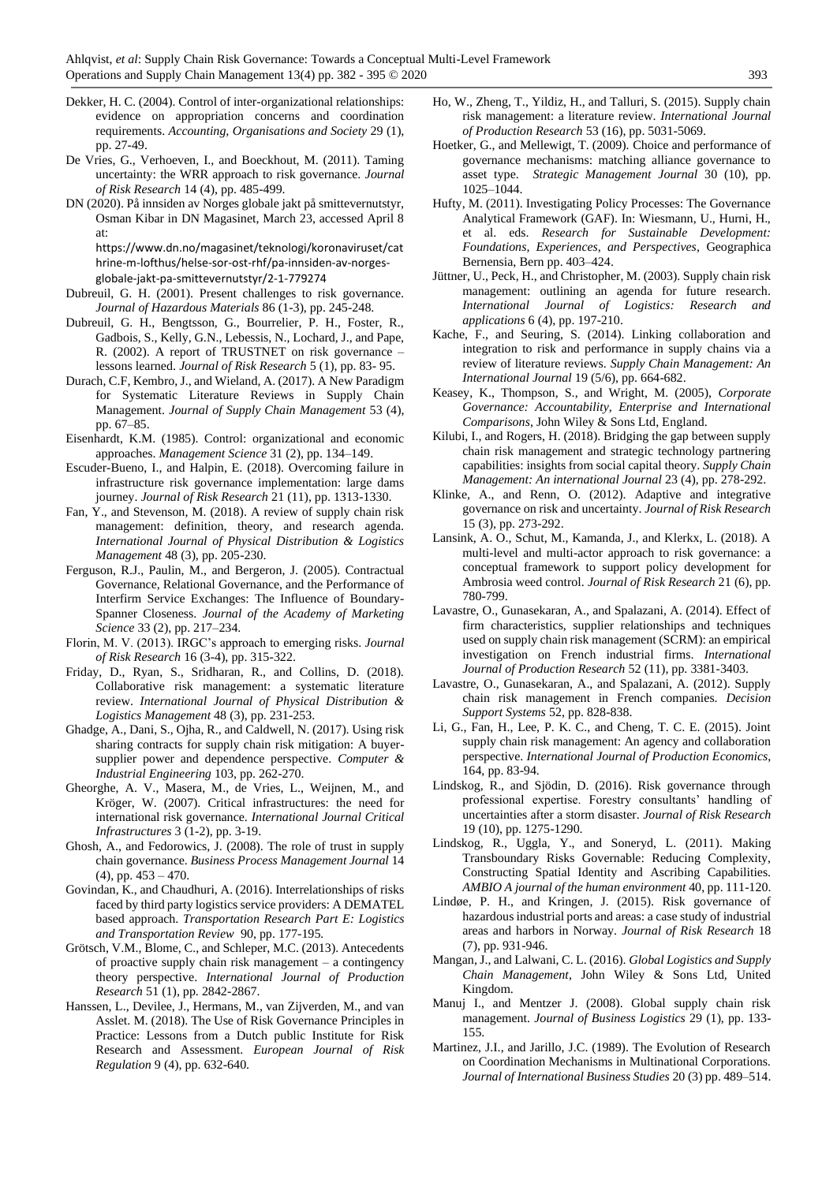Dekker, H. C. (2004). Control of inter-organizational relationships: evidence on appropriation concerns and coordination requirements. *Accounting, Organisations and Society* 29 (1), pp. 27-49.

De Vries, G., Verhoeven, I., and Boeckhout, M. (2011). Taming uncertainty: the WRR approach to risk governance. *Journal of Risk Research* 14 (4), pp. 485-499.

DN (2020). På innsiden av Norges globale jakt på smittevernutstyr, Osman Kibar in DN Magasinet, March 23, accessed April 8 at: https://www.dn.no/magasinet/teknologi/koronaviruset/cathrine-m-lofthus/helse-sor-ost-rhf/pa-innsiden-av-norges-globale-jakt-pa-smittevernutstyr/2-1-779274

Dubreuil, G. H. (2001). Present challenges to risk governance. *Journal of Hazardous Materials* 86 (1-3), pp. 245-248.

Dubreuil, G. H., Bengtsson, G., Bourrelier, P. H., Foster, R., Gadbois, S., Kelly, G.N., Lebessis, N., Lochard, J., and Pape, R. (2002). A report of TRUSTNET on risk governance – lessons learned. *Journal of Risk Research* 5 (1), pp. 83- 95.

Durach, C.F, Kembro, J., and Wieland, A. (2017). A New Paradigm for Systematic Literature Reviews in Supply Chain Management. *Journal of Supply Chain Management* 53 (4), pp. 67–85.

Eisenhardt, K.M. (1985). Control: organizational and economic approaches. *Management Science* 31 (2), pp. 134–149.

Escuder-Bueno, I., and Halpin, E. (2018). Overcoming failure in infrastructure risk governance implementation: large dams journey. *Journal of Risk Research* 21 (11), pp. 1313-1330.

Fan, Y., and Stevenson, M. (2018). A review of supply chain risk management: definition, theory, and research agenda. *International Journal of Physical Distribution & Logistics Management* 48 (3), pp. 205-230.

Ferguson, R.J., Paulin, M., and Bergeron, J. (2005). Contractual Governance, Relational Governance, and the Performance of Interfirm Service Exchanges: The Influence of Boundary-Spanner Closeness. *Journal of the Academy of Marketing Science* 33 (2), pp. 217–234.

Florin, M. V. (2013). IRGC's approach to emerging risks. *Journal of Risk Research* 16 (3-4), pp. 315-322.

Friday, D., Ryan, S., Sridharan, R., and Collins, D. (2018). Collaborative risk management: a systematic literature review. *International Journal of Physical Distribution & Logistics Management* 48 (3), pp. 231-253.

Ghadge, A., Dani, S., Ojha, R., and Caldwell, N. (2017). Using risk sharing contracts for supply chain risk mitigation: A buyer-supplier power and dependence perspective. *Computer & Industrial Engineering* 103, pp. 262-270.

Gheorghe, A. V., Masera, M., de Vries, L., Weijnen, M., and Kröger, W. (2007). Critical infrastructures: the need for international risk governance. *International Journal Critical Infrastructures* 3 (1-2), pp. 3-19.

Ghosh, A., and Fedorowics, J. (2008). The role of trust in supply chain governance. *Business Process Management Journal* 14 (4), pp. 453 – 470.

Govindan, K., and Chaudhuri, A. (2016). Interrelationships of risks faced by third party logistics service providers: A DEMATEL based approach. *Transportation Research Part E: Logistics and Transportation Review* 90, pp. 177-195.

Grötsch, V.M., Blome, C., and Schleper, M.C. (2013). Antecedents of proactive supply chain risk management – a contingency theory perspective. *International Journal of Production Research* 51 (1), pp. 2842-2867.

Hanssen, L., Devilee, J., Hermans, M., van Zijverden, M., and van Asslet. M. (2018). The Use of Risk Governance Principles in Practice: Lessons from a Dutch public Institute for Risk Research and Assessment. *European Journal of Risk Regulation* 9 (4), pp. 632-640.

Ho, W., Zheng, T., Yildiz, H., and Talluri, S. (2015). Supply chain risk management: a literature review. *International Journal of Production Research* 53 (16), pp. 5031-5069.

Hoetker, G., and Mellewigt, T. (2009). Choice and performance of governance mechanisms: matching alliance governance to asset type. *Strategic Management Journal* 30 (10), pp. 1025–1044.

Hufty, M. (2011). Investigating Policy Processes: The Governance Analytical Framework (GAF). In: Wiesmann, U., Hurni, H., et al. eds. *Research for Sustainable Development: Foundations, Experiences, and Perspectives*, Geographica Bernensia, Bern pp. 403–424.

Jüttner, U., Peck, H., and Christopher, M. (2003). Supply chain risk management: outlining an agenda for future research. *International Journal of Logistics: Research and applications* 6 (4), pp. 197-210.

Kache, F., and Seuring, S. (2014). Linking collaboration and integration to risk and performance in supply chains via a review of literature reviews. *Supply Chain Management: An International Journal* 19 (5/6), pp. 664-682.

Keasey, K., Thompson, S., and Wright, M. (2005), *Corporate Governance: Accountability, Enterprise and International Comparisons*, John Wiley & Sons Ltd, England.

Kilubi, I., and Rogers, H. (2018). Bridging the gap between supply chain risk management and strategic technology partnering capabilities: insights from social capital theory. *Supply Chain Management: An international Journal* 23 (4), pp. 278-292.

Klinke, A., and Renn, O. (2012). Adaptive and integrative governance on risk and uncertainty. *Journal of Risk Research* 15 (3), pp. 273-292.

Lansink, A. O., Schut, M., Kamanda, J., and Klerkx, L. (2018). A multi-level and multi-actor approach to risk governance: a conceptual framework to support policy development for Ambrosia weed control. *Journal of Risk Research* 21 (6), pp. 780-799.

Lavastre, O., Gunasekaran, A., and Spalazani, A. (2014). Effect of firm characteristics, supplier relationships and techniques used on supply chain risk management (SCRM): an empirical investigation on French industrial firms. *International Journal of Production Research* 52 (11), pp. 3381-3403.

Lavastre, O., Gunasekaran, A., and Spalazani, A. (2012). Supply chain risk management in French companies. *Decision Support Systems* 52, pp. 828-838.

Li, G., Fan, H., Lee, P. K. C., and Cheng, T. C. E. (2015). Joint supply chain risk management: An agency and collaboration perspective. *International Journal of Production Economics*, 164, pp. 83-94.

Lindskog, R., and Sjödin, D. (2016). Risk governance through professional expertise. Forestry consultants' handling of uncertainties after a storm disaster. *Journal of Risk Research* 19 (10), pp. 1275-1290.

Lindskog, R., Uggla, Y., and Soneryd, L. (2011). Making Transboundary Risks Governable: Reducing Complexity, Constructing Spatial Identity and Ascribing Capabilities. *AMBIO A journal of the human environment* 40, pp. 111-120.

Lindøe, P. H., and Kringen, J. (2015). Risk governance of hazardous industrial ports and areas: a case study of industrial areas and harbors in Norway. *Journal of Risk Research* 18 (7), pp. 931-946.

Mangan, J., and Lalwani, C. L. (2016). *Global Logistics and Supply Chain Management*, John Wiley & Sons Ltd, United Kingdom.

Manuj I., and Mentzer J. (2008). Global supply chain risk management. *Journal of Business Logistics* 29 (1), pp. 133-155.

Martinez, J.I., and Jarillo, J.C. (1989). The Evolution of Research on Coordination Mechanisms in Multinational Corporations. *Journal of International Business Studies* 20 (3) pp. 489–514.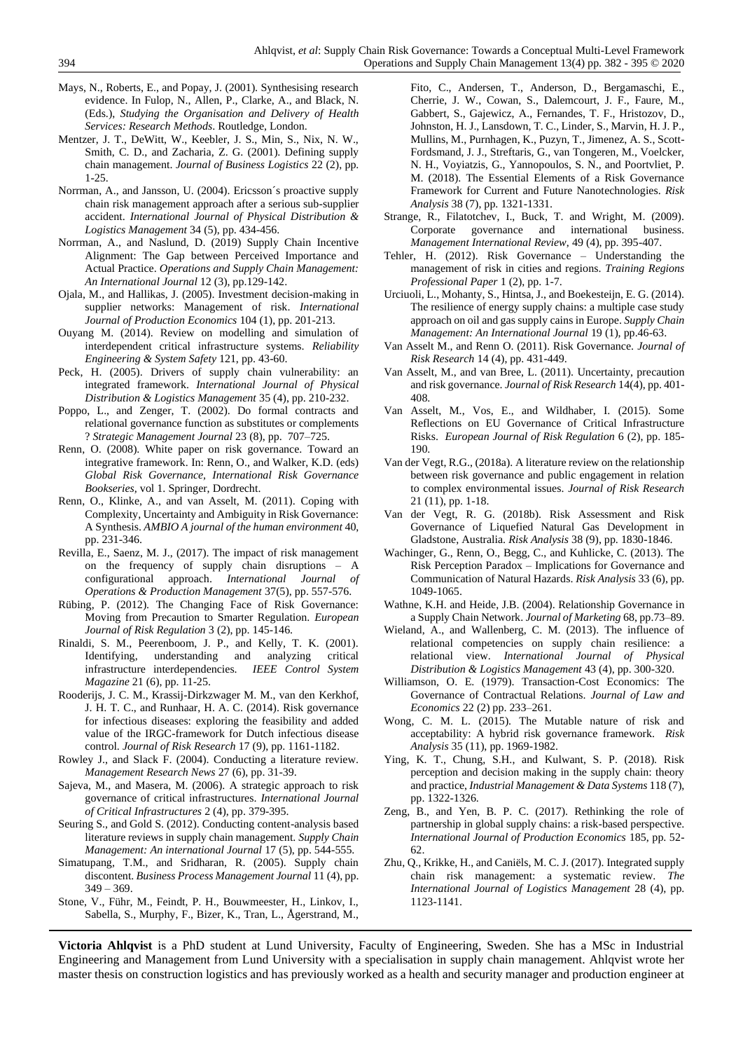Mays, N., Roberts, E., and Popay, J. (2001). Synthesising research evidence. In Fulop, N., Allen, P., Clarke, A., and Black, N. (Eds.), *Studying the Organisation and Delivery of Health Services: Research Methods*. Routledge, London.

Mentzer, J. T., DeWitt, W., Keebler, J. S., Min, S., Nix, N. W., Smith, C. D., and Zacharia, Z. G. (2001). Defining supply chain management. *Journal of Business Logistics* 22 (2), pp. 1-25.

Norrman, A., and Jansson, U. (2004). Ericsson´s proactive supply chain risk management approach after a serious sub-supplier accident. *International Journal of Physical Distribution & Logistics Management* 34 (5), pp. 434-456.

Norrman, A., and Naslund, D. (2019) Supply Chain Incentive Alignment: The Gap between Perceived Importance and Actual Practice. *Operations and Supply Chain Management: An International Journal* 12 (3), pp.129-142.

Ojala, M., and Hallikas, J. (2005). Investment decision-making in supplier networks: Management of risk. *International Journal of Production Economics* 104 (1), pp. 201-213.

Ouyang M. (2014). Review on modelling and simulation of interdependent critical infrastructure systems. *Reliability Engineering & System Safety* 121, pp. 43-60.

Peck, H. (2005). Drivers of supply chain vulnerability: an integrated framework. *International Journal of Physical Distribution & Logistics Management* 35 (4), pp. 210-232.

Poppo, L., and Zenger, T. (2002). Do formal contracts and relational governance function as substitutes or complements ? *Strategic Management Journal* 23 (8), pp. 707–725.

Renn, O. (2008). White paper on risk governance. Toward an integrative framework. In: Renn, O., and Walker, K.D. (eds) *Global Risk Governance*, *International Risk Governance Bookseries*, vol 1. Springer, Dordrecht.

Renn, O., Klinke, A., and van Asselt, M. (2011). Coping with Complexity, Uncertainty and Ambiguity in Risk Governance: A Synthesis. *AMBIO A journal of the human environment* 40, pp. 231-346.

Revilla, E., Saenz, M. J., (2017). The impact of risk management on the frequency of supply chain disruptions – A configurational approach. *International Journal of Operations & Production Management* 37(5), pp. 557-576.

Rübing, P. (2012). The Changing Face of Risk Governance: Moving from Precaution to Smarter Regulation. *European Journal of Risk Regulation* 3 (2), pp. 145-146.

Rinaldi, S. M., Peerenboom, J. P., and Kelly, T. K. (2001). Identifying, understanding and analyzing critical infrastructure interdependencies. *IEEE Control System Magazine* 21 (6), pp. 11-25.

Rooderijs, J. C. M., Krassij-Dirkzwager M. M., van den Kerkhof, J. H. T. C., and Runhaar, H. A. C. (2014). Risk governance for infectious diseases: exploring the feasibility and added value of the IRGC-framework for Dutch infectious disease control. *Journal of Risk Research* 17 (9), pp. 1161-1182.

Rowley J., and Slack F. (2004). Conducting a literature review. *Management Research News* 27 (6), pp. 31-39.

Sajeva, M., and Masera, M. (2006). A strategic approach to risk governance of critical infrastructures. *International Journal of Critical Infrastructures* 2 (4), pp. 379-395.

Seuring S., and Gold S. (2012). Conducting content-analysis based literature reviews in supply chain management. *Supply Chain Management: An international Journal* 17 (5), pp. 544-555.

Simatupang, T.M., and Sridharan, R. (2005). Supply chain discontent. *Business Process Management Journal* 11 (4), pp. 349 – 369.

Stone, V., Führ, M., Feindt, P. H., Bouwmeester, H., Linkov, I., Sabella, S., Murphy, F., Bizer, K., Tran, L., Ågerstrand, M., Fito, C., Andersen, T., Anderson, D., Bergamaschi, E., Cherrie, J. W., Cowan, S., Dalemcourt, J. F., Faure, M., Gabbert, S., Gajewicz, A., Fernandes, T. F., Hristozov, D., Johnston, H. J., Lansdown, T. C., Linder, S., Marvin, H. J. P., Mullins, M., Purnhagen, K., Puzyn, T., Jimenez, A. S., Scott-Fordsmand, J. J., Streftaris, G., van Tongeren, M., Voelcker, N. H., Voyiatzis, G., Yannopoulos, S. N., and Poortvliet, P. M. (2018). The Essential Elements of a Risk Governance Framework for Current and Future Nanotechnologies. *Risk Analysis* 38 (7), pp. 1321-1331.

Strange, R., Filatotchev, I., Buck, T. and Wright, M. (2009). Corporate governance and international business. *Management International Review*, 49 (4), pp. 395-407.

Tehler, H. (2012). Risk Governance – Understanding the management of risk in cities and regions. *Training Regions Professional Paper* 1 (2), pp. 1-7.

Urciuoli, L., Mohanty, S., Hintsa, J., and Boekesteijn, E. G. (2014). The resilience of energy supply chains: a multiple case study approach on oil and gas supply cains in Europe. *Supply Chain Management: An International Journal* 19 (1), pp.46-63.

Van Asselt M., and Renn O. (2011). Risk Governance. *Journal of Risk Research* 14 (4), pp. 431-449.

Van Asselt, M., and van Bree, L. (2011). Uncertainty, precaution and risk governance. *Journal of Risk Research* 14(4), pp. 401-408.

Van Asselt, M., Vos, E., and Wildhaber, I. (2015). Some Reflections on EU Governance of Critical Infrastructure Risks. *European Journal of Risk Regulation* 6 (2), pp. 185-190.

Van der Vegt, R.G., (2018a). A literature review on the relationship between risk governance and public engagement in relation to complex environmental issues. *Journal of Risk Research* 21 (11), pp. 1-18.

Van der Vegt, R. G. (2018b). Risk Assessment and Risk Governance of Liquefied Natural Gas Development in Gladstone, Australia. *Risk Analysis* 38 (9), pp. 1830-1846.

Wachinger, G., Renn, O., Begg, C., and Kuhlicke, C. (2013). The Risk Perception Paradox – Implications for Governance and Communication of Natural Hazards. *Risk Analysis* 33 (6), pp. 1049-1065.

Wathne, K.H. and Heide, J.B. (2004). Relationship Governance in a Supply Chain Network. *Journal of Marketing* 68, pp.73–89.

Wieland, A., and Wallenberg, C. M. (2013). The influence of relational competencies on supply chain resilience: a relational view. *International Journal of Physical Distribution & Logistics Management* 43 (4), pp. 300-320.

Williamson, O. E. (1979). Transaction-Cost Economics: The Governance of Contractual Relations. *Journal of Law and Economics* 22 (2) pp. 233–261.

Wong, C. M. L. (2015). The Mutable nature of risk and acceptability: A hybrid risk governance framework. *Risk Analysis* 35 (11), pp. 1969-1982.

Ying, K. T., Chung, S.H., and Kulwant, S. P. (2018). Risk perception and decision making in the supply chain: theory and practice, *Industrial Management & Data Systems* 118 (7), pp. 1322-1326.

Zeng, B., and Yen, B. P. C. (2017). Rethinking the role of partnership in global supply chains: a risk-based perspective. *International Journal of Production Economics* 185, pp. 52-62.

Zhu, Q., Krikke, H., and Caniëls, M. C. J. (2017). Integrated supply chain risk management: a systematic review. *The International Journal of Logistics Management* 28 (4), pp. 1123-1141.

**Victoria Ahlqvist** is a PhD student at Lund University, Faculty of Engineering, Sweden. She has a MSc in Industrial Engineering and Management from Lund University with a specialisation in supply chain management. Ahlqvist wrote her master thesis on construction logistics and has previously worked as a health and security manager and production engineer at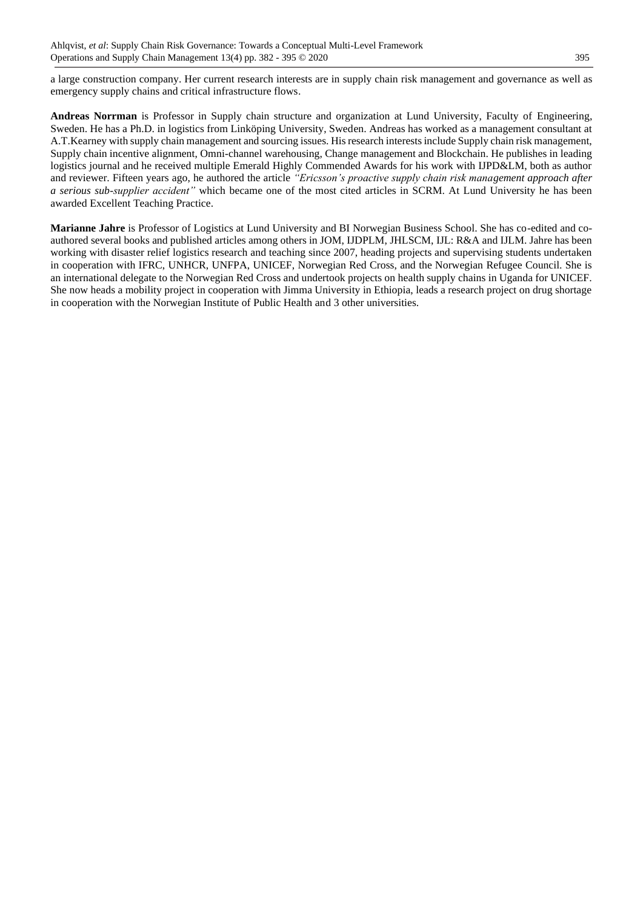a large construction company. Her current research interests are in supply chain risk management and governance as well as emergency supply chains and critical infrastructure flows.

**Andreas Norrman** is Professor in Supply chain structure and organization at Lund University, Faculty of Engineering, Sweden. He has a Ph.D. in logistics from Linköping University, Sweden. Andreas has worked as a management consultant at A.T.Kearney with supply chain management and sourcing issues. His research interests include Supply chain risk management, Supply chain incentive alignment, Omni-channel warehousing, Change management and Blockchain. He publishes in leading logistics journal and he received multiple Emerald Highly Commended Awards for his work with IJPD&LM, both as author and reviewer. Fifteen years ago, he authored the article *"Ericsson's proactive supply chain risk management approach after a serious sub-supplier accident"* which became one of the most cited articles in SCRM. At Lund University he has been awarded Excellent Teaching Practice.

**Marianne Jahre** is Professor of Logistics at Lund University and BI Norwegian Business School. She has co-edited and co-authored several books and published articles among others in JOM, IJDPLM, JHLSCM, IJL: R&A and IJLM. Jahre has been working with disaster relief logistics research and teaching since 2007, heading projects and supervising students undertaken in cooperation with IFRC, UNHCR, UNFPA, UNICEF, Norwegian Red Cross, and the Norwegian Refugee Council. She is an international delegate to the Norwegian Red Cross and undertook projects on health supply chains in Uganda for UNICEF. She now heads a mobility project in cooperation with Jimma University in Ethiopia, leads a research project on drug shortage in cooperation with the Norwegian Institute of Public Health and 3 other universities.